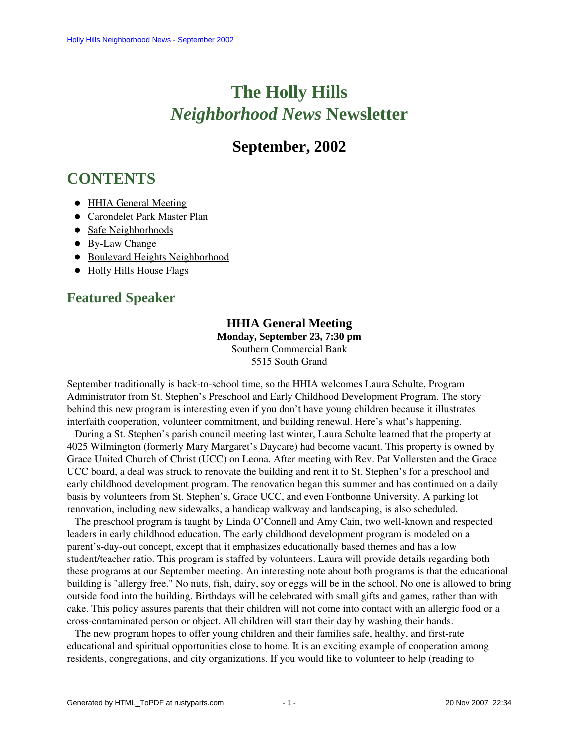# The Holly Hills *Neighborhood News* Newsletter

## September, 2002

## CONTENTS

- HHIA General Meeting
- Carondelet Park Master Plan
- Safe Neighborhoods
- By-Law Change
- Boulevard Heights Neighborhood
- Holly Hills House Flags

## Featured Speaker

### HHIA General Meeting

**Monday, September 23, 7:30 pm**
Southern Commercial Bank
5515 South Grand

September traditionally is back-to-school time, so the HHIA welcomes Laura Schulte, Program Administrator from St. Stephen's Preschool and Early Childhood Development Program. The story behind this new program is interesting even if you don't have young children because it illustrates interfaith cooperation, volunteer commitment, and building renewal. Here's what's happening.

During a St. Stephen's parish council meeting last winter, Laura Schulte learned that the property at 4025 Wilmington (formerly Mary Margaret's Daycare) had become vacant. This property is owned by Grace United Church of Christ (UCC) on Leona. After meeting with Rev. Pat Vollersten and the Grace UCC board, a deal was struck to renovate the building and rent it to St. Stephen's for a preschool and early childhood development program. The renovation began this summer and has continued on a daily basis by volunteers from St. Stephen's, Grace UCC, and even Fontbonne University. A parking lot renovation, including new sidewalks, a handicap walkway and landscaping, is also scheduled.

The preschool program is taught by Linda O'Connell and Amy Cain, two well-known and respected leaders in early childhood education. The early childhood development program is modeled on a parent's-day-out concept, except that it emphasizes educationally based themes and has a low student/teacher ratio. This program is staffed by volunteers. Laura will provide details regarding both these programs at our September meeting. An interesting note about both programs is that the educational building is "allergy free." No nuts, fish, dairy, soy or eggs will be in the school. No one is allowed to bring outside food into the building. Birthdays will be celebrated with small gifts and games, rather than with cake. This policy assures parents that their children will not come into contact with an allergic food or a cross-contaminated person or object. All children will start their day by washing their hands.

The new program hopes to offer young children and their families safe, healthy, and first-rate educational and spiritual opportunities close to home. It is an exciting example of cooperation among residents, congregations, and city organizations. If you would like to volunteer to help (reading to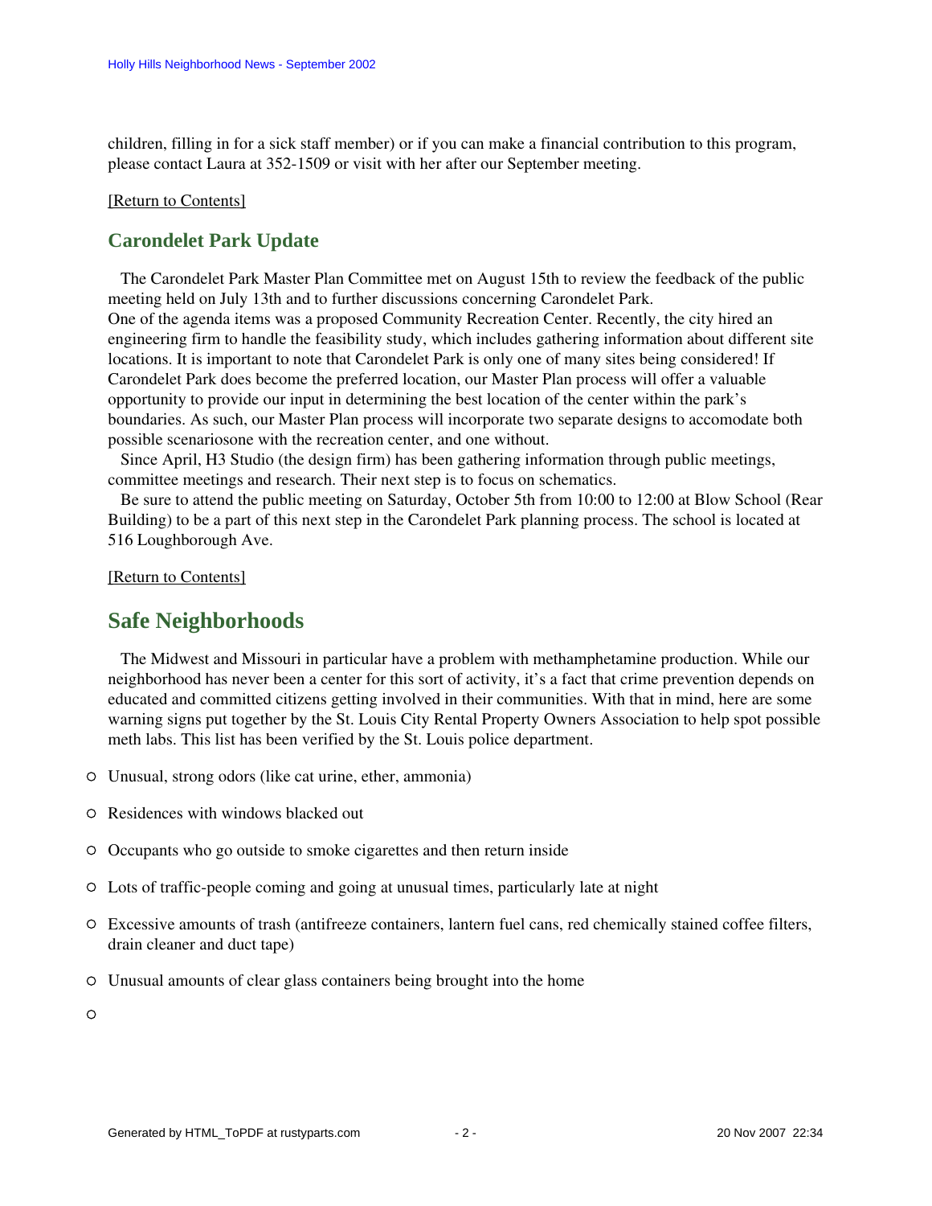children, filling in for a sick staff member) or if you can make a financial contribution to this program, please contact Laura at 352-1509 or visit with her after our September meeting.

[Return to Contents]

## Carondelet Park Update

The Carondelet Park Master Plan Committee met on August 15th to review the feedback of the public meeting held on July 13th and to further discussions concerning Carondelet Park.
One of the agenda items was a proposed Community Recreation Center. Recently, the city hired an engineering firm to handle the feasibility study, which includes gathering information about different site locations. It is important to note that Carondelet Park is only one of many sites being considered! If Carondelet Park does become the preferred location, our Master Plan process will offer a valuable opportunity to provide our input in determining the best location of the center within the park's boundaries. As such, our Master Plan process will incorporate two separate designs to accomodate both possible scenariosone with the recreation center, and one without.
Since April, H3 Studio (the design firm) has been gathering information through public meetings, committee meetings and research. Their next step is to focus on schematics.
Be sure to attend the public meeting on Saturday, October 5th from 10:00 to 12:00 at Blow School (Rear Building) to be a part of this next step in the Carondelet Park planning process. The school is located at 516 Loughborough Ave.

[Return to Contents]

## Safe Neighborhoods

The Midwest and Missouri in particular have a problem with methamphetamine production. While our neighborhood has never been a center for this sort of activity, it's a fact that crime prevention depends on educated and committed citizens getting involved in their communities. With that in mind, here are some warning signs put together by the St. Louis City Rental Property Owners Association to help spot possible meth labs. This list has been verified by the St. Louis police department.

- Unusual, strong odors (like cat urine, ether, ammonia)
- Residences with windows blacked out
- Occupants who go outside to smoke cigarettes and then return inside
- Lots of traffic-people coming and going at unusual times, particularly late at night
- Excessive amounts of trash (antifreeze containers, lantern fuel cans, red chemically stained coffee filters, drain cleaner and duct tape)
- Unusual amounts of clear glass containers being brought into the home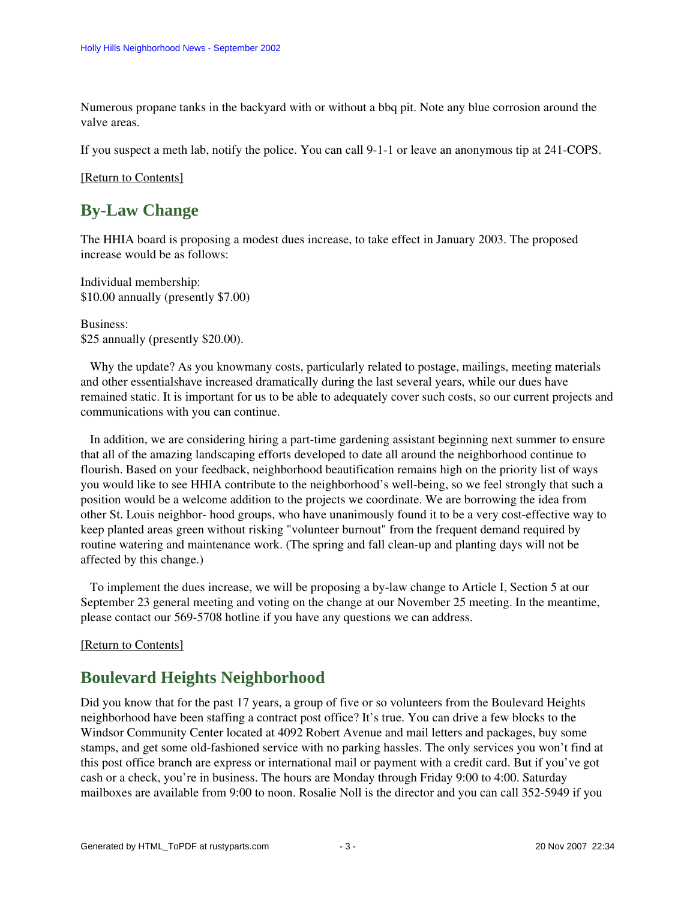Numerous propane tanks in the backyard with or without a bbq pit. Note any blue corrosion around the valve areas.

If you suspect a meth lab, notify the police. You can call 9-1-1 or leave an anonymous tip at 241-COPS.

[Return to Contents]

## By-Law Change

The HHIA board is proposing a modest dues increase, to take effect in January 2003. The proposed increase would be as follows:

Individual membership:
$10.00 annually (presently $7.00)

Business:
$25 annually (presently $20.00).

Why the update? As you knowmany costs, particularly related to postage, mailings, meeting materials and other essentialshave increased dramatically during the last several years, while our dues have remained static. It is important for us to be able to adequately cover such costs, so our current projects and communications with you can continue.

In addition, we are considering hiring a part-time gardening assistant beginning next summer to ensure that all of the amazing landscaping efforts developed to date all around the neighborhood continue to flourish. Based on your feedback, neighborhood beautification remains high on the priority list of ways you would like to see HHIA contribute to the neighborhood's well-being, so we feel strongly that such a position would be a welcome addition to the projects we coordinate. We are borrowing the idea from other St. Louis neighbor- hood groups, who have unanimously found it to be a very cost-effective way to keep planted areas green without risking "volunteer burnout" from the frequent demand required by routine watering and maintenance work. (The spring and fall clean-up and planting days will not be affected by this change.)

To implement the dues increase, we will be proposing a by-law change to Article I, Section 5 at our September 23 general meeting and voting on the change at our November 25 meeting. In the meantime, please contact our 569-5708 hotline if you have any questions we can address.

[Return to Contents]

## Boulevard Heights Neighborhood

Did you know that for the past 17 years, a group of five or so volunteers from the Boulevard Heights neighborhood have been staffing a contract post office? It's true. You can drive a few blocks to the Windsor Community Center located at 4092 Robert Avenue and mail letters and packages, buy some stamps, and get some old-fashioned service with no parking hassles. The only services you won't find at this post office branch are express or international mail or payment with a credit card. But if you've got cash or a check, you're in business. The hours are Monday through Friday 9:00 to 4:00. Saturday mailboxes are available from 9:00 to noon. Rosalie Noll is the director and you can call 352-5949 if you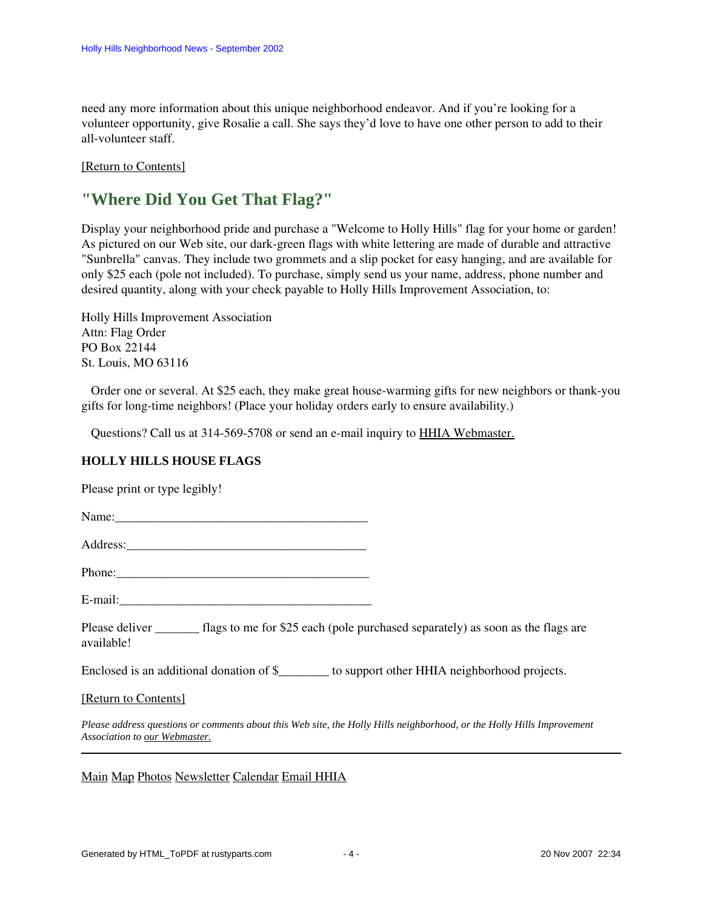need any more information about this unique neighborhood endeavor. And if you're looking for a volunteer opportunity, give Rosalie a call. She says they'd love to have one other person to add to their all-volunteer staff.

[Return to Contents]

## "Where Did You Get That Flag?"

Display your neighborhood pride and purchase a "Welcome to Holly Hills" flag for your home or garden! As pictured on our Web site, our dark-green flags with white lettering are made of durable and attractive "Sunbrella" canvas. They include two grommets and a slip pocket for easy hanging, and are available for only $25 each (pole not included). To purchase, simply send us your name, address, phone number and desired quantity, along with your check payable to Holly Hills Improvement Association, to:

Holly Hills Improvement Association
Attn: Flag Order
PO Box 22144
St. Louis, MO 63116

Order one or several. At $25 each, they make great house-warming gifts for new neighbors or thank-you gifts for long-time neighbors! (Place your holiday orders early to ensure availability.)

Questions? Call us at 314-569-5708 or send an e-mail inquiry to HHIA Webmaster.

**HOLLY HILLS HOUSE FLAGS**

Please print or type legibly!

Name:________________________________________

Address:______________________________________

Phone:________________________________________

E-mail:________________________________________

Please deliver _______ flags to me for $25 each (pole purchased separately) as soon as the flags are available!

Enclosed is an additional donation of $________ to support other HHIA neighborhood projects.

[Return to Contents]

*Please address questions or comments about this Web site, the Holly Hills neighborhood, or the Holly Hills Improvement Association to our Webmaster.*

---

Main Map Photos Newsletter Calendar Email HHIA